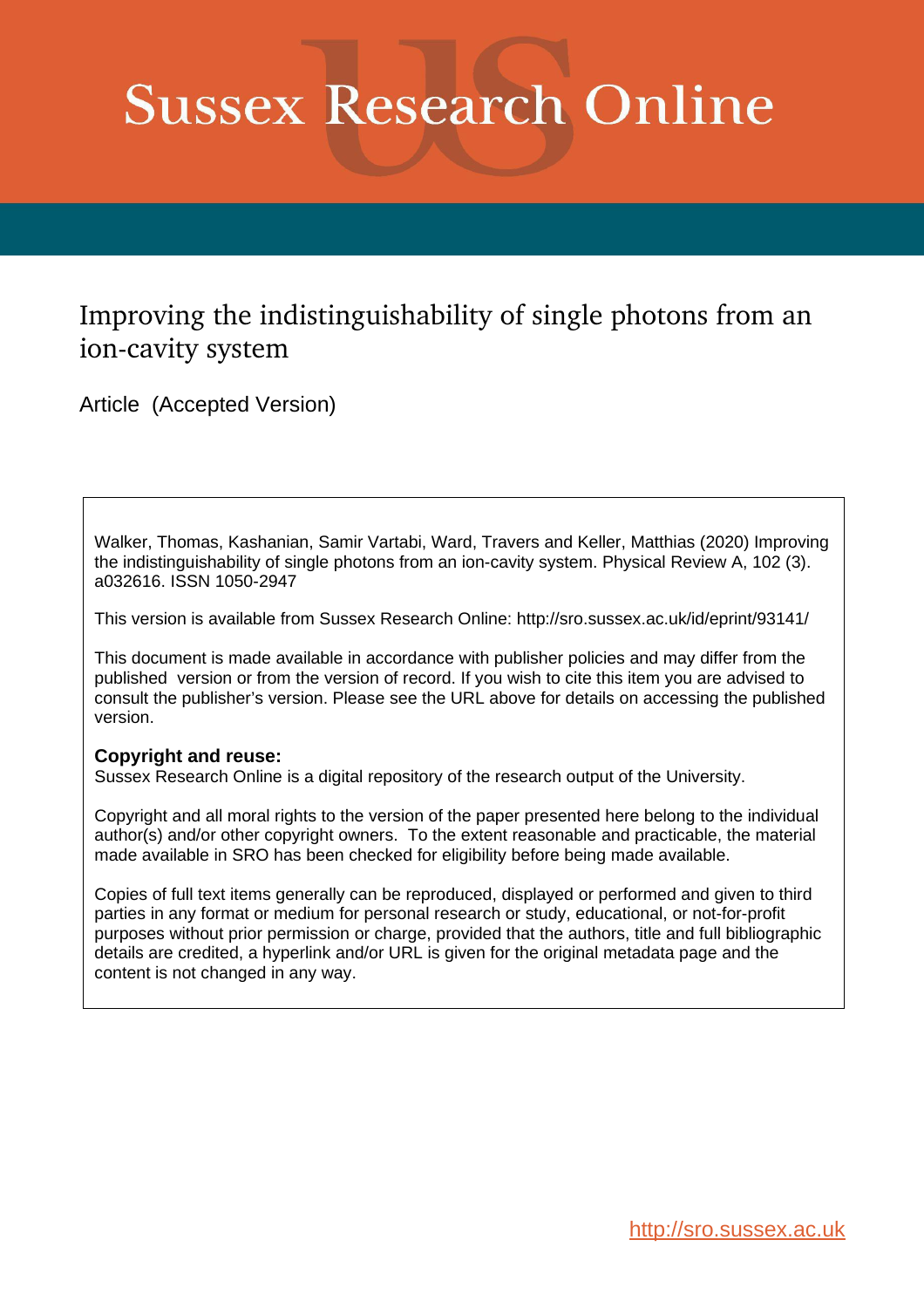# Sussex Research Online

## Improving the indistinguishability of single photons from an ion-cavity system

Article (Accepted Version)

Walker, Thomas, Kashanian, Samir Vartabi, Ward, Travers and Keller, Matthias (2020) Improving the indistinguishability of single photons from an ion-cavity system. Physical Review A, 102 (3). a032616. ISSN 1050-2947

This version is available from Sussex Research Online: http://sro.sussex.ac.uk/id/eprint/93141/

This document is made available in accordance with publisher policies and may differ from the published version or from the version of record. If you wish to cite this item you are advised to consult the publisher's version. Please see the URL above for details on accessing the published version.

**Copyright and reuse:**
Sussex Research Online is a digital repository of the research output of the University.

Copyright and all moral rights to the version of the paper presented here belong to the individual author(s) and/or other copyright owners. To the extent reasonable and practicable, the material made available in SRO has been checked for eligibility before being made available.

Copies of full text items generally can be reproduced, displayed or performed and given to third parties in any format or medium for personal research or study, educational, or not-for-profit purposes without prior permission or charge, provided that the authors, title and full bibliographic details are credited, a hyperlink and/or URL is given for the original metadata page and the content is not changed in any way.

http://sro.sussex.ac.uk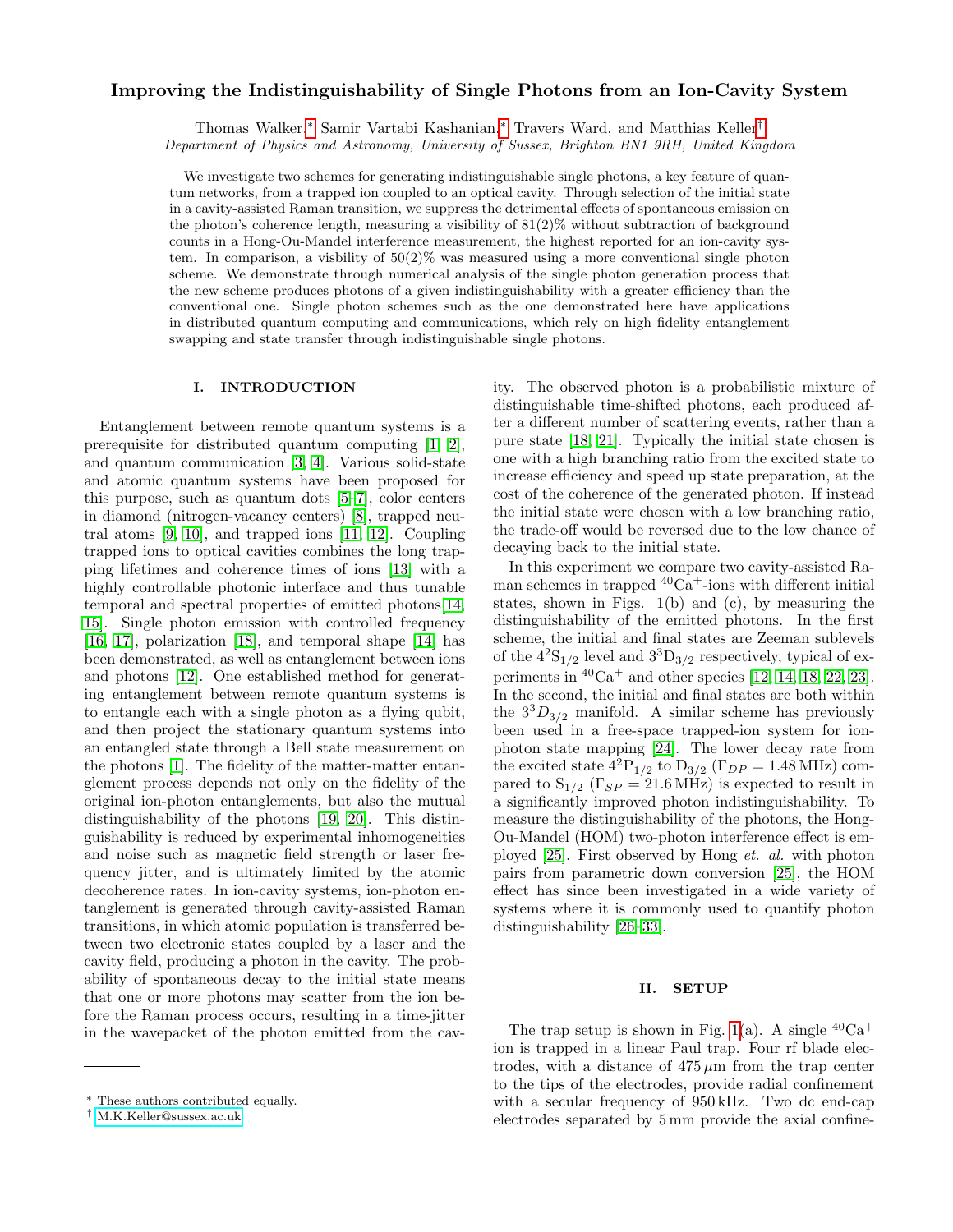# Improving the Indistinguishability of Single Photons from an Ion-Cavity System

Thomas Walker,[*] Samir Vartabi Kashanian,[*] Travers Ward, and Matthias Keller[†]

*Department of Physics and Astronomy, University of Sussex, Brighton BN1 9RH, United Kingdom*

We investigate two schemes for generating indistinguishable single photons, a key feature of quantum networks, from a trapped ion coupled to an optical cavity. Through selection of the initial state in a cavity-assisted Raman transition, we suppress the detrimental effects of spontaneous emission on the photon's coherence length, measuring a visibility of 81(2)% without subtraction of background counts in a Hong-Ou-Mandel interference measurement, the highest reported for an ion-cavity system. In comparison, a visbility of 50(2)% was measured using a more conventional single photon scheme. We demonstrate through numerical analysis of the single photon generation process that the new scheme produces photons of a given indistinguishability with a greater efficiency than the conventional one. Single photon schemes such as the one demonstrated here have applications in distributed quantum computing and communications, which rely on high fidelity entanglement swapping and state transfer through indistinguishable single photons.

## I. INTRODUCTION

Entanglement between remote quantum systems is a prerequisite for distributed quantum computing [1, 2], and quantum communication [3, 4]. Various solid-state and atomic quantum systems have been proposed for this purpose, such as quantum dots [5–7], color centers in diamond (nitrogen-vacancy centers) [8], trapped neutral atoms [9, 10], and trapped ions [11, 12]. Coupling trapped ions to optical cavities combines the long trapping lifetimes and coherence times of ions [13] with a highly controllable photonic interface and thus tunable temporal and spectral properties of emitted photons[14, 15]. Single photon emission with controlled frequency [16, 17], polarization [18], and temporal shape [14] has been demonstrated, as well as entanglement between ions and photons [12]. One established method for generating entanglement between remote quantum systems is to entangle each with a single photon as a flying qubit, and then project the stationary quantum systems into an entangled state through a Bell state measurement on the photons [1]. The fidelity of the matter-matter entanglement process depends not only on the fidelity of the original ion-photon entanglements, but also the mutual distinguishability of the photons [19, 20]. This distinguishability is reduced by experimental inhomogeneities and noise such as magnetic field strength or laser frequency jitter, and is ultimately limited by the atomic decoherence rates. In ion-cavity systems, ion-photon entanglement is generated through cavity-assisted Raman transitions, in which atomic population is transferred between two electronic states coupled by a laser and the cavity field, producing a photon in the cavity. The probability of spontaneous decay to the initial state means that one or more photons may scatter from the ion before the Raman process occurs, resulting in a time-jitter in the wavepacket of the photon emitted from the cavity. The observed photon is a probabilistic mixture of distinguishable time-shifted photons, each produced after a different number of scattering events, rather than a pure state [18, 21]. Typically the initial state chosen is one with a high branching ratio from the excited state to increase efficiency and speed up state preparation, at the cost of the coherence of the generated photon. If instead the initial state were chosen with a low branching ratio, the trade-off would be reversed due to the low chance of decaying back to the initial state.

In this experiment we compare two cavity-assisted Raman schemes in trapped $^{40}$Ca$^{+}$-ions with different initial states, shown in Figs. 1(b) and (c), by measuring the distinguishability of the emitted photons. In the first scheme, the initial and final states are Zeeman sublevels of the $4^2$S$_{1/2}$ level and $3^3$D$_{3/2}$ respectively, typical of experiments in $^{40}$Ca$^{+}$ and other species [12, 14, 18, 22, 23]. In the second, the initial and final states are both within the $3^3D_{3/2}$ manifold. A similar scheme has previously been used in a free-space trapped-ion system for ion-photon state mapping [24]. The lower decay rate from the excited state $4^2$P$_{1/2}$ to D$_{3/2}$ ($\Gamma_{DP} = 1.48\,$MHz) compared to S$_{1/2}$ ($\Gamma_{SP} = 21.6\,$MHz) is expected to result in a significantly improved photon indistinguishability. To measure the distinguishability of the photons, the Hong-Ou-Mandel (HOM) two-photon interference effect is employed [25]. First observed by Hong *et. al.* with photon pairs from parametric down conversion [25], the HOM effect has since been investigated in a wide variety of systems where it is commonly used to quantify photon distinguishability [26–33].

## II. SETUP

The trap setup is shown in Fig. 1(a). A single $^{40}$Ca$^{+}$ ion is trapped in a linear Paul trap. Four rf blade electrodes, with a distance of $475\,\mu$m from the trap center to the tips of the electrodes, provide radial confinement with a secular frequency of 950 kHz. Two dc end-cap electrodes separated by 5 mm provide the axial confine-

[*] These authors contributed equally.

[†] M.K.Keller@sussex.ac.uk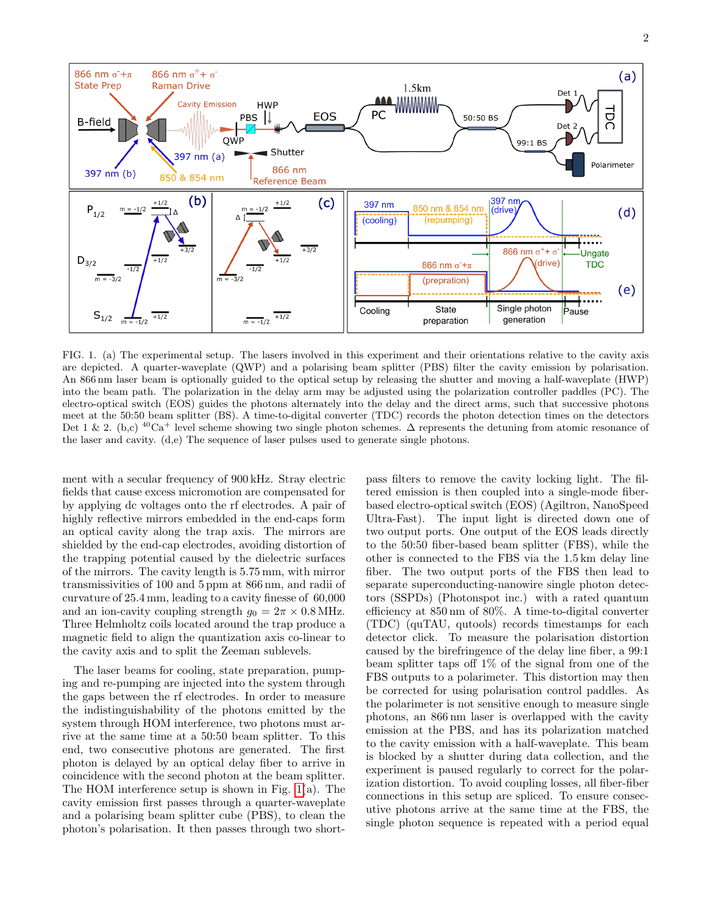FIG. 1. (a) The experimental setup. The lasers involved in this experiment and their orientations relative to the cavity axis are depicted. A quarter-waveplate (QWP) and a polarising beam splitter (PBS) filter the cavity emission by polarisation. An 866 nm laser beam is optionally guided to the optical setup by releasing the shutter and moving a half-waveplate (HWP) into the beam path. The polarization in the delay arm may be adjusted using the polarization controller paddles (PC). The electro-optical switch (EOS) guides the photons alternately into the delay and the direct arms, such that successive photons meet at the 50:50 beam splitter (BS). A time-to-digital converter (TDC) records the photon detection times on the detectors Det 1 & 2. (b,c) $^{40}Ca^{+}$ level scheme showing two single photon schemes. $\Delta$ represents the detuning from atomic resonance of the laser and cavity. (d,e) The sequence of laser pulses used to generate single photons.

ment with a secular frequency of 900 kHz. Stray electric fields that cause excess micromotion are compensated for by applying dc voltages onto the rf electrodes. A pair of highly reflective mirrors embedded in the end-caps form an optical cavity along the trap axis. The mirrors are shielded by the end-cap electrodes, avoiding distortion of the trapping potential caused by the dielectric surfaces of the mirrors. The cavity length is 5.75 mm, with mirror transmissivities of 100 and 5 ppm at 866 nm, and radii of curvature of 25.4 mm, leading to a cavity finesse of 60,000 and an ion-cavity coupling strength $g_0 = 2\pi \times 0.8\,\text{MHz}$. Three Helmholtz coils located around the trap produce a magnetic field to align the quantization axis co-linear to the cavity axis and to split the Zeeman sublevels.

The laser beams for cooling, state preparation, pumping and re-pumping are injected into the system through the gaps between the rf electrodes. In order to measure the indistinguishability of the photons emitted by the system through HOM interference, two photons must arrive at the same time at a 50:50 beam splitter. To this end, two consecutive photons are generated. The first photon is delayed by an optical delay fiber to arrive in coincidence with the second photon at the beam splitter. The HOM interference setup is shown in Fig. 1(a). The cavity emission first passes through a quarter-waveplate and a polarising beam splitter cube (PBS), to clean the photon's polarisation. It then passes through two short-pass filters to remove the cavity locking light. The filtered emission is then coupled into a single-mode fiber-based electro-optical switch (EOS) (Agiltron, NanoSpeed Ultra-Fast). The input light is directed down one of two output ports. One output of the EOS leads directly to the 50:50 fiber-based beam splitter (FBS), while the other is connected to the FBS via the 1.5 km delay line fiber. The two output ports of the FBS then lead to separate superconducting-nanowire single photon detectors (SSPDs) (Photonspot inc.) with a rated quantum efficiency at 850 nm of 80%. A time-to-digital converter (TDC) (quTAU, qutools) records timestamps for each detector click. To measure the polarisation distortion caused by the birefringence of the delay line fiber, a 99:1 beam splitter taps off 1% of the signal from one of the FBS outputs to a polarimeter. This distortion may then be corrected for using polarisation control paddles. As the polarimeter is not sensitive enough to measure single photons, an 866 nm laser is overlapped with the cavity emission at the PBS, and has its polarization matched to the cavity emission with a half-waveplate. This beam is blocked by a shutter during data collection, and the experiment is paused regularly to correct for the polarization distortion. To avoid coupling losses, all fiber-fiber connections in this setup are spliced. To ensure consecutive photons arrive at the same time at the FBS, the single photon sequence is repeated with a period equal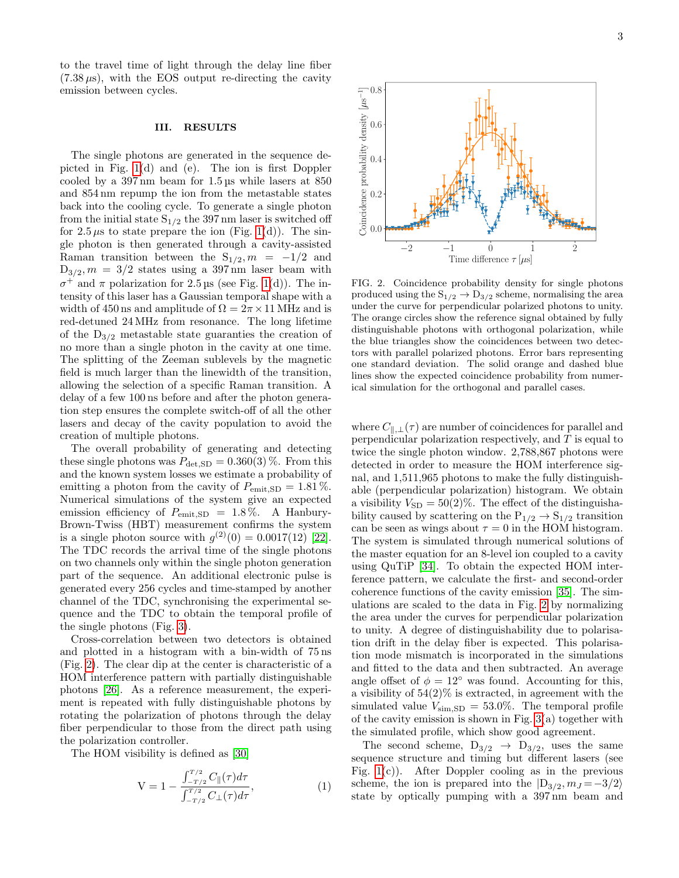to the travel time of light through the delay line fiber (7.38 μs), with the EOS output re-directing the cavity emission between cycles.

## III. RESULTS

The single photons are generated in the sequence depicted in Fig. 1(d) and (e). The ion is first Doppler cooled by a 397 nm beam for 1.5 μs while lasers at 850 and 854 nm repump the ion from the metastable states back into the cooling cycle. To generate a single photon from the initial state $S_{1/2}$ the 397 nm laser is switched off for 2.5 μs to state prepare the ion (Fig. 1(d)). The single photon is then generated through a cavity-assisted Raman transition between the $S_{1/2}, m = -1/2$ and $D_{3/2}, m = 3/2$ states using a 397 nm laser beam with $\sigma^+$ and $\pi$ polarization for 2.5 μs (see Fig. 1(d)). The intensity of this laser has a Gaussian temporal shape with a width of 450 ns and amplitude of $\Omega = 2\pi \times 11$ MHz and is red-detuned 24 MHz from resonance. The long lifetime of the $D_{3/2}$ metastable state guaranties the creation of no more than a single photon in the cavity at one time. The splitting of the Zeeman sublevels by the magnetic field is much larger than the linewidth of the transition, allowing the selection of a specific Raman transition. A delay of a few 100 ns before and after the photon generation step ensures the complete switch-off of all the other lasers and decay of the cavity population to avoid the creation of multiple photons.

The overall probability of generating and detecting these single photons was $P_{\mathrm{det,SD}} = 0.360(3)\,\%$. From this and the known system losses we estimate a probability of emitting a photon from the cavity of $P_{\mathrm{emit,SD}} = 1.81\,\%$. Numerical simulations of the system give an expected emission efficiency of $P_{\mathrm{emit,SD}} = 1.8\,\%$. A Hanbury-Brown-Twiss (HBT) measurement confirms the system is a single photon source with $g^{(2)}(0) = 0.0017(12)$ [22]. The TDC records the arrival time of the single photons on two channels only within the single photon generation part of the sequence. An additional electronic pulse is generated every 256 cycles and time-stamped by another channel of the TDC, synchronising the experimental sequence and the TDC to obtain the temporal profile of the single photons (Fig. 3).

Cross-correlation between two detectors is obtained and plotted in a histogram with a bin-width of 75 ns (Fig. 2). The clear dip at the center is characteristic of a HOM interference pattern with partially distinguishable photons [26]. As a reference measurement, the experiment is repeated with fully distinguishable photons by rotating the polarization of photons through the delay fiber perpendicular to those from the direct path using the polarization controller.

The HOM visibility is defined as [30]

$$\mathrm{V} = 1 - \frac{\int_{-T/2}^{T/2} C_{\parallel}(\tau) d\tau}{\int_{-T/2}^{T/2} C_{\perp}(\tau) d\tau}, \tag{1}$$

FIG. 2. Coincidence probability density for single photons produced using the $S_{1/2} \rightarrow D_{3/2}$ scheme, normalising the area under the curve for perpendicular polarized photons to unity. The orange circles show the reference signal obtained by fully distinguishable photons with orthogonal polarization, while the blue triangles show the coincidences between two detectors with parallel polarized photons. Error bars representing one standard deviation. The solid orange and dashed blue lines show the expected coincidence probability from numerical simulation for the orthogonal and parallel cases.

where $C_{\parallel,\perp}(\tau)$ are number of coincidences for parallel and perpendicular polarization respectively, and $T$ is equal to twice the single photon window. 2,788,867 photons were detected in order to measure the HOM interference signal, and 1,511,965 photons to make the fully distinguishable (perpendicular polarization) histogram. We obtain a visibility $V_{\mathrm{SD}} = 50(2)\%$. The effect of the distinguishability caused by scattering on the $P_{1/2} \rightarrow S_{1/2}$ transition can be seen as wings about $\tau = 0$ in the HOM histogram. The system is simulated through numerical solutions of the master equation for an 8-level ion coupled to a cavity using QuTiP [34]. To obtain the expected HOM interference pattern, we calculate the first- and second-order coherence functions of the cavity emission [35]. The simulations are scaled to the data in Fig. 2 by normalizing the area under the curves for perpendicular polarization to unity. A degree of distinguishability due to polarisation drift in the delay fiber is expected. This polarisation mode mismatch is incorporated in the simulations and fitted to the data and then subtracted. An average angle offset of $\phi = 12°$ was found. Accounting for this, a visibility of 54(2)% is extracted, in agreement with the simulated value $V_{\mathrm{sim,SD}} = 53.0\%$. The temporal profile of the cavity emission is shown in Fig. 3(a) together with the simulated profile, which show good agreement.

The second scheme, $D_{3/2} \rightarrow D_{3/2}$, uses the same sequence structure and timing but different lasers (see Fig. 1(c)). After Doppler cooling as in the previous scheme, the ion is prepared into the $|D_{3/2}, m_J = -3/2\rangle$ state by optically pumping with a 397 nm beam and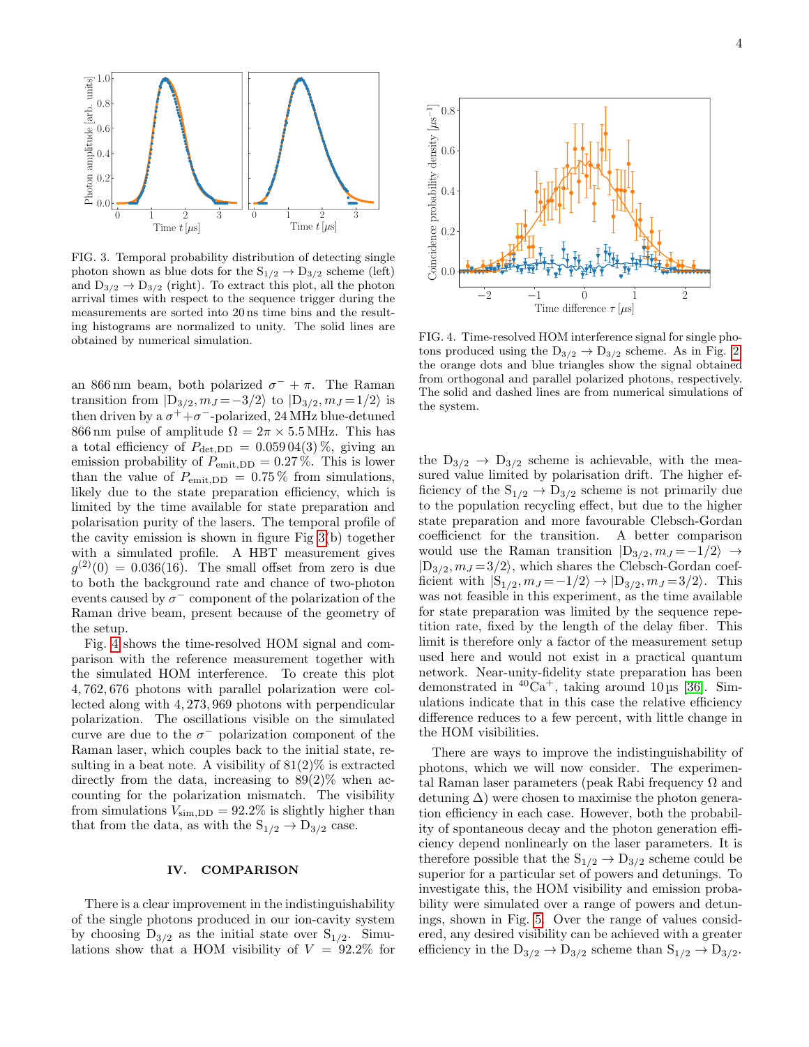FIG. 3. Temporal probability distribution of detecting single photon shown as blue dots for the $S_{1/2} \rightarrow D_{3/2}$ scheme (left) and $D_{3/2} \rightarrow D_{3/2}$ (right). To extract this plot, all the photon arrival times with respect to the sequence trigger during the measurements are sorted into 20 ns time bins and the resulting histograms are normalized to unity. The solid lines are obtained by numerical simulation.

an 866 nm beam, both polarized $\sigma^- + \pi$. The Raman transition from $|D_{3/2}, m_J = -3/2\rangle$ to $|D_{3/2}, m_J = 1/2\rangle$ is then driven by a $\sigma^+ + \sigma^-$-polarized, 24 MHz blue-detuned 866 nm pulse of amplitude $\Omega = 2\pi \times 5.5$ MHz. This has a total efficiency of $P_{\text{det,DD}} = 0.059\,04(3)\,\%$, giving an emission probability of $P_{\text{emit,DD}} = 0.27\,\%$. This is lower than the value of $P_{\text{emit,DD}} = 0.75\,\%$ from simulations, likely due to the state preparation efficiency, which is limited by the time available for state preparation and polarisation purity of the lasers. The temporal profile of the cavity emission is shown in figure Fig 3(b) together with a simulated profile. A HBT measurement gives $g^{(2)}(0) = 0.036(16)$. The small offset from zero is due to both the background rate and chance of two-photon events caused by $\sigma^-$ component of the polarization of the Raman drive beam, present because of the geometry of the setup.

Fig. 4 shows the time-resolved HOM signal and comparison with the reference measurement together with the simulated HOM interference. To create this plot 4, 762, 676 photons with parallel polarization were collected along with 4, 273, 969 photons with perpendicular polarization. The oscillations visible on the simulated curve are due to the $\sigma^-$ polarization component of the Raman laser, which couples back to the initial state, resulting in a beat note. A visibility of 81(2)% is extracted directly from the data, increasing to 89(2)% when accounting for the polarization mismatch. The visibility from simulations $V_{\text{sim,DD}} = 92.2\%$ is slightly higher than that from the data, as with the $S_{1/2} \rightarrow D_{3/2}$ case.

## IV. COMPARISON

There is a clear improvement in the indistinguishability of the single photons produced in our ion-cavity system by choosing $D_{3/2}$ as the initial state over $S_{1/2}$. Simulations show that a HOM visibility of $V = 92.2\%$ for the $D_{3/2} \rightarrow D_{3/2}$ scheme is achievable, with the measured value limited by polarisation drift. The higher efficiency of the $S_{1/2} \rightarrow D_{3/2}$ scheme is not primarily due to the population recycling effect, but due to the higher state preparation and more favourable Clebsch-Gordan coefficienct for the transition. A better comparison would use the Raman transition $|D_{3/2}, m_J = -1/2\rangle \rightarrow |D_{3/2}, m_J = 3/2\rangle$, which shares the Clebsch-Gordan coefficient with $|S_{1/2}, m_J = -1/2\rangle \rightarrow |D_{3/2}, m_J = 3/2\rangle$. This was not feasible in this experiment, as the time available for state preparation was limited by the sequence repetition rate, fixed by the length of the delay fiber. This limit is therefore only a factor of the measurement setup used here and would not exist in a practical quantum network. Near-unity-fidelity state preparation has been demonstrated in $^{40}Ca^+$, taking around 10 µs [36]. Simulations indicate that in this case the relative efficiency difference reduces to a few percent, with little change in the HOM visibilities.

There are ways to improve the indistinguishability of photons, which we will now consider. The experimental Raman laser parameters (peak Rabi frequency $\Omega$ and detuning $\Delta$) were chosen to maximise the photon generation efficiency in each case. However, both the probability of spontaneous decay and the photon generation efficiency depend nonlinearly on the laser parameters. It is therefore possible that the $S_{1/2} \rightarrow D_{3/2}$ scheme could be superior for a particular set of powers and detunings. To investigate this, the HOM visibility and emission probability were simulated over a range of powers and detunings, shown in Fig. 5. Over the range of values considered, any desired visibility can be achieved with a greater efficiency in the $D_{3/2} \rightarrow D_{3/2}$ scheme than $S_{1/2} \rightarrow D_{3/2}$.

FIG. 4. Time-resolved HOM interference signal for single photons produced using the $D_{3/2} \rightarrow D_{3/2}$ scheme. As in Fig. 2 the orange dots and blue triangles show the signal obtained from orthogonal and parallel polarized photons, respectively. The solid and dashed lines are from numerical simulations of the system.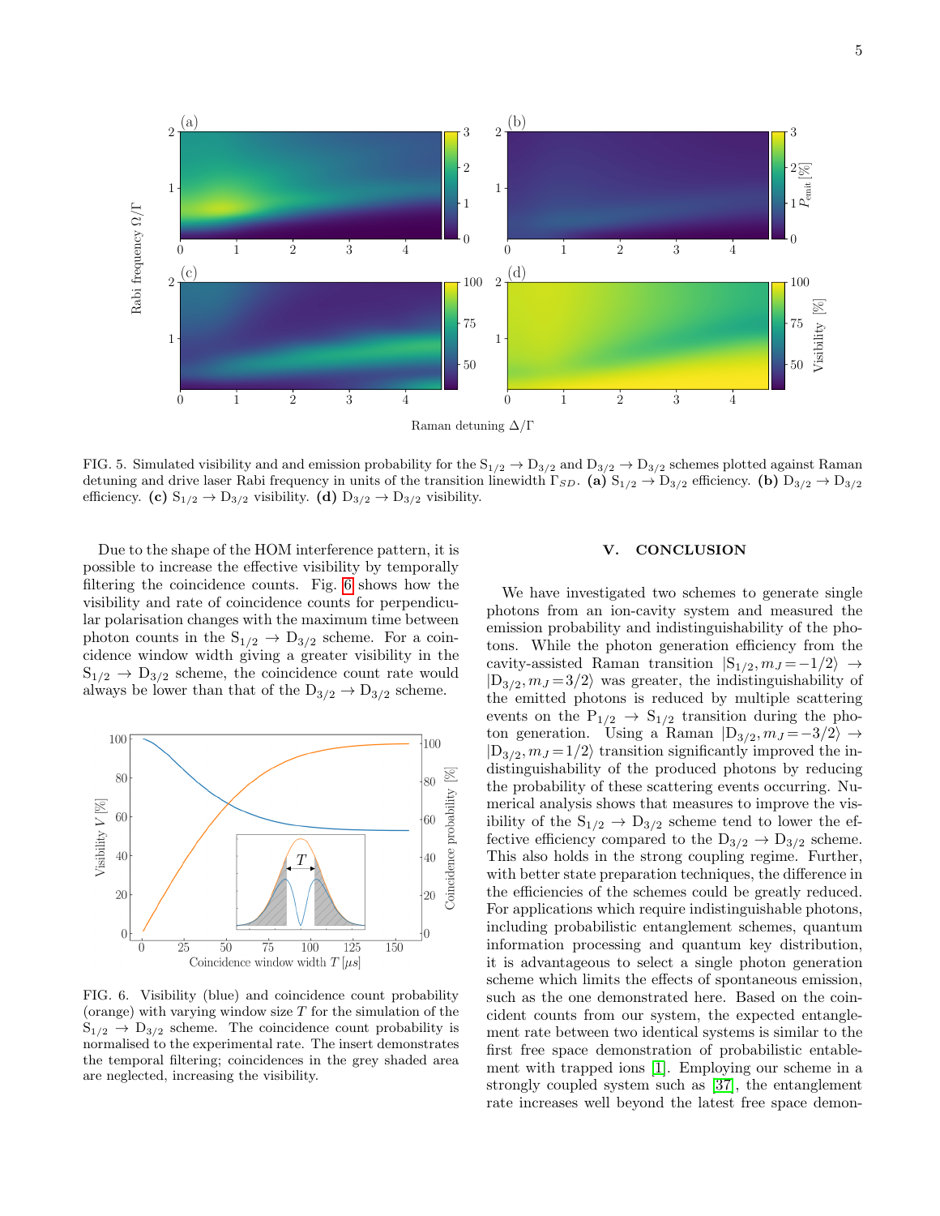FIG. 5. Simulated visibility and and emission probability for the $S_{1/2} \rightarrow D_{3/2}$ and $D_{3/2} \rightarrow D_{3/2}$ schemes plotted against Raman detuning and drive laser Rabi frequency in units of the transition linewidth $\Gamma_{SD}$. **(a)** $S_{1/2} \rightarrow D_{3/2}$ efficiency. **(b)** $D_{3/2} \rightarrow D_{3/2}$ efficiency. **(c)** $S_{1/2} \rightarrow D_{3/2}$ visibility. **(d)** $D_{3/2} \rightarrow D_{3/2}$ visibility.

Due to the shape of the HOM interference pattern, it is possible to increase the effective visibility by temporally filtering the coincidence counts. Fig. 6 shows how the visibility and rate of coincidence counts for perpendicular polarisation changes with the maximum time between photon counts in the $S_{1/2} \rightarrow D_{3/2}$ scheme. For a coincidence window width giving a greater visibility in the $S_{1/2} \rightarrow D_{3/2}$ scheme, the coincidence count rate would always be lower than that of the $D_{3/2} \rightarrow D_{3/2}$ scheme.

FIG. 6. Visibility (blue) and coincidence count probability (orange) with varying window size $T$ for the simulation of the $S_{1/2} \rightarrow D_{3/2}$ scheme. The coincidence count probability is normalised to the experimental rate. The insert demonstrates the temporal filtering; coincidences in the grey shaded area are neglected, increasing the visibility.

## V. CONCLUSION

We have investigated two schemes to generate single photons from an ion-cavity system and measured the emission probability and indistinguishability of the photons. While the photon generation efficiency from the cavity-assisted Raman transition $|S_{1/2}, m_J = -1/2\rangle \rightarrow |D_{3/2}, m_J = 3/2\rangle$ was greater, the indistinguishability of the emitted photons is reduced by multiple scattering events on the $P_{1/2} \rightarrow S_{1/2}$ transition during the photon generation. Using a Raman $|D_{3/2}, m_J = -3/2\rangle \rightarrow |D_{3/2}, m_J = 1/2\rangle$ transition significantly improved the indistinguishability of the produced photons by reducing the probability of these scattering events occurring. Numerical analysis shows that measures to improve the visibility of the $S_{1/2} \rightarrow D_{3/2}$ scheme tend to lower the effective efficiency compared to the $D_{3/2} \rightarrow D_{3/2}$ scheme. This also holds in the strong coupling regime. Further, with better state preparation techniques, the difference in the efficiencies of the schemes could be greatly reduced. For applications which require indistinguishable photons, including probabilistic entanglement schemes, quantum information processing and quantum key distribution, it is advantageous to select a single photon generation scheme which limits the effects of spontaneous emission, such as the one demonstrated here. Based on the coincident counts from our system, the expected entanglement rate between two identical systems is similar to the first free space demonstration of probabilistic entablement with trapped ions [1]. Employing our scheme in a strongly coupled system such as [37], the entanglement rate increases well beyond the latest free space demon-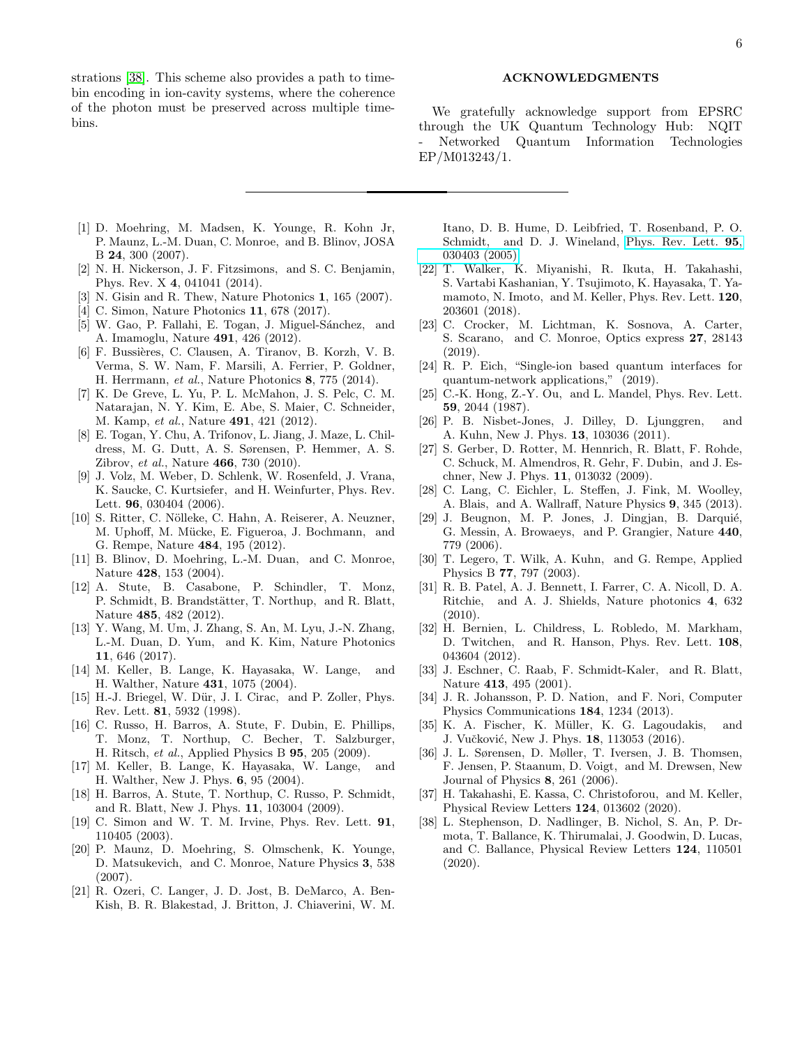strations [38]. This scheme also provides a path to time-bin encoding in ion-cavity systems, where the coherence of the photon must be preserved across multiple time-bins.

## ACKNOWLEDGMENTS

We gratefully acknowledge support from EPSRC through the UK Quantum Technology Hub: NQIT - Networked Quantum Information Technologies EP/M013243/1.

---

[1] D. Moehring, M. Madsen, K. Younge, R. Kohn Jr, P. Maunz, L.-M. Duan, C. Monroe, and B. Blinov, JOSA B **24**, 300 (2007).

[2] N. H. Nickerson, J. F. Fitzsimons, and S. C. Benjamin, Phys. Rev. X **4**, 041041 (2014).

[3] N. Gisin and R. Thew, Nature Photonics **1**, 165 (2007).

[4] C. Simon, Nature Photonics **11**, 678 (2017).

[5] W. Gao, P. Fallahi, E. Togan, J. Miguel-Sánchez, and A. Imamoglu, Nature **491**, 426 (2012).

[6] F. Bussières, C. Clausen, A. Tiranov, B. Korzh, V. B. Verma, S. W. Nam, F. Marsili, A. Ferrier, P. Goldner, H. Herrmann, *et al.*, Nature Photonics **8**, 775 (2014).

[7] K. De Greve, L. Yu, P. L. McMahon, J. S. Pelc, C. M. Natarajan, N. Y. Kim, E. Abe, S. Maier, C. Schneider, M. Kamp, *et al.*, Nature **491**, 421 (2012).

[8] E. Togan, Y. Chu, A. Trifonov, L. Jiang, J. Maze, L. Childress, M. G. Dutt, A. S. Sørensen, P. Hemmer, A. S. Zibrov, *et al.*, Nature **466**, 730 (2010).

[9] J. Volz, M. Weber, D. Schlenk, W. Rosenfeld, J. Vrana, K. Saucke, C. Kurtsiefer, and H. Weinfurter, Phys. Rev. Lett. **96**, 030404 (2006).

[10] S. Ritter, C. Nölleke, C. Hahn, A. Reiserer, A. Neuzner, M. Uphoff, M. Mücke, E. Figueroa, J. Bochmann, and G. Rempe, Nature **484**, 195 (2012).

[11] B. Blinov, D. Moehring, L.-M. Duan, and C. Monroe, Nature **428**, 153 (2004).

[12] A. Stute, B. Casabone, P. Schindler, T. Monz, P. Schmidt, B. Brandstätter, T. Northup, and R. Blatt, Nature **485**, 482 (2012).

[13] Y. Wang, M. Um, J. Zhang, S. An, M. Lyu, J.-N. Zhang, L.-M. Duan, D. Yum, and K. Kim, Nature Photonics **11**, 646 (2017).

[14] M. Keller, B. Lange, K. Hayasaka, W. Lange, and H. Walther, Nature **431**, 1075 (2004).

[15] H.-J. Briegel, W. Dür, J. I. Cirac, and P. Zoller, Phys. Rev. Lett. **81**, 5932 (1998).

[16] C. Russo, H. Barros, A. Stute, F. Dubin, E. Phillips, T. Monz, T. Northup, C. Becher, T. Salzburger, H. Ritsch, *et al.*, Applied Physics B **95**, 205 (2009).

[17] M. Keller, B. Lange, K. Hayasaka, W. Lange, and H. Walther, New J. Phys. **6**, 95 (2004).

[18] H. Barros, A. Stute, T. Northup, C. Russo, P. Schmidt, and R. Blatt, New J. Phys. **11**, 103004 (2009).

[19] C. Simon and W. T. M. Irvine, Phys. Rev. Lett. **91**, 110405 (2003).

[20] P. Maunz, D. Moehring, S. Olmschenk, K. Younge, D. Matsukevich, and C. Monroe, Nature Physics **3**, 538 (2007).

[21] R. Ozeri, C. Langer, J. D. Jost, B. DeMarco, A. Ben-Kish, B. R. Blakestad, J. Britton, J. Chiaverini, W. M. Itano, D. B. Hume, D. Leibfried, T. Rosenband, P. O. Schmidt, and D. J. Wineland, Phys. Rev. Lett. **95**, 030403 (2005).

[22] T. Walker, K. Miyanishi, R. Ikuta, H. Takahashi, S. Vartabi Kashanian, Y. Tsujimoto, K. Hayasaka, T. Yamamoto, N. Imoto, and M. Keller, Phys. Rev. Lett. **120**, 203601 (2018).

[23] C. Crocker, M. Lichtman, K. Sosnova, A. Carter, S. Scarano, and C. Monroe, Optics express **27**, 28143 (2019).

[24] R. P. Eich, "Single-ion based quantum interfaces for quantum-network applications," (2019).

[25] C.-K. Hong, Z.-Y. Ou, and L. Mandel, Phys. Rev. Lett. **59**, 2044 (1987).

[26] P. B. Nisbet-Jones, J. Dilley, D. Ljunggren, and A. Kuhn, New J. Phys. **13**, 103036 (2011).

[27] S. Gerber, D. Rotter, M. Hennrich, R. Blatt, F. Rohde, C. Schuck, M. Almendros, R. Gehr, F. Dubin, and J. Eschner, New J. Phys. **11**, 013032 (2009).

[28] C. Lang, C. Eichler, L. Steffen, J. Fink, M. Woolley, A. Blais, and A. Wallraff, Nature Physics **9**, 345 (2013).

[29] J. Beugnon, M. P. Jones, J. Dingjan, B. Darquié, G. Messin, A. Browaeys, and P. Grangier, Nature **440**, 779 (2006).

[30] T. Legero, T. Wilk, A. Kuhn, and G. Rempe, Applied Physics B **77**, 797 (2003).

[31] R. B. Patel, A. J. Bennett, I. Farrer, C. A. Nicoll, D. A. Ritchie, and A. J. Shields, Nature photonics **4**, 632 (2010).

[32] H. Bernien, L. Childress, L. Robledo, M. Markham, D. Twitchen, and R. Hanson, Phys. Rev. Lett. **108**, 043604 (2012).

[33] J. Eschner, C. Raab, F. Schmidt-Kaler, and R. Blatt, Nature **413**, 495 (2001).

[34] J. R. Johansson, P. D. Nation, and F. Nori, Computer Physics Communications **184**, 1234 (2013).

[35] K. A. Fischer, K. Müller, K. G. Lagoudakis, and J. Vučković, New J. Phys. **18**, 113053 (2016).

[36] J. L. Sørensen, D. Møller, T. Iversen, J. B. Thomsen, F. Jensen, P. Staanum, D. Voigt, and M. Drewsen, New Journal of Physics **8**, 261 (2006).

[37] H. Takahashi, E. Kassa, C. Christoforou, and M. Keller, Physical Review Letters **124**, 013602 (2020).

[38] L. Stephenson, D. Nadlinger, B. Nichol, S. An, P. Drmota, T. Ballance, K. Thirumalai, J. Goodwin, D. Lucas, and C. Ballance, Physical Review Letters **124**, 110501 (2020).